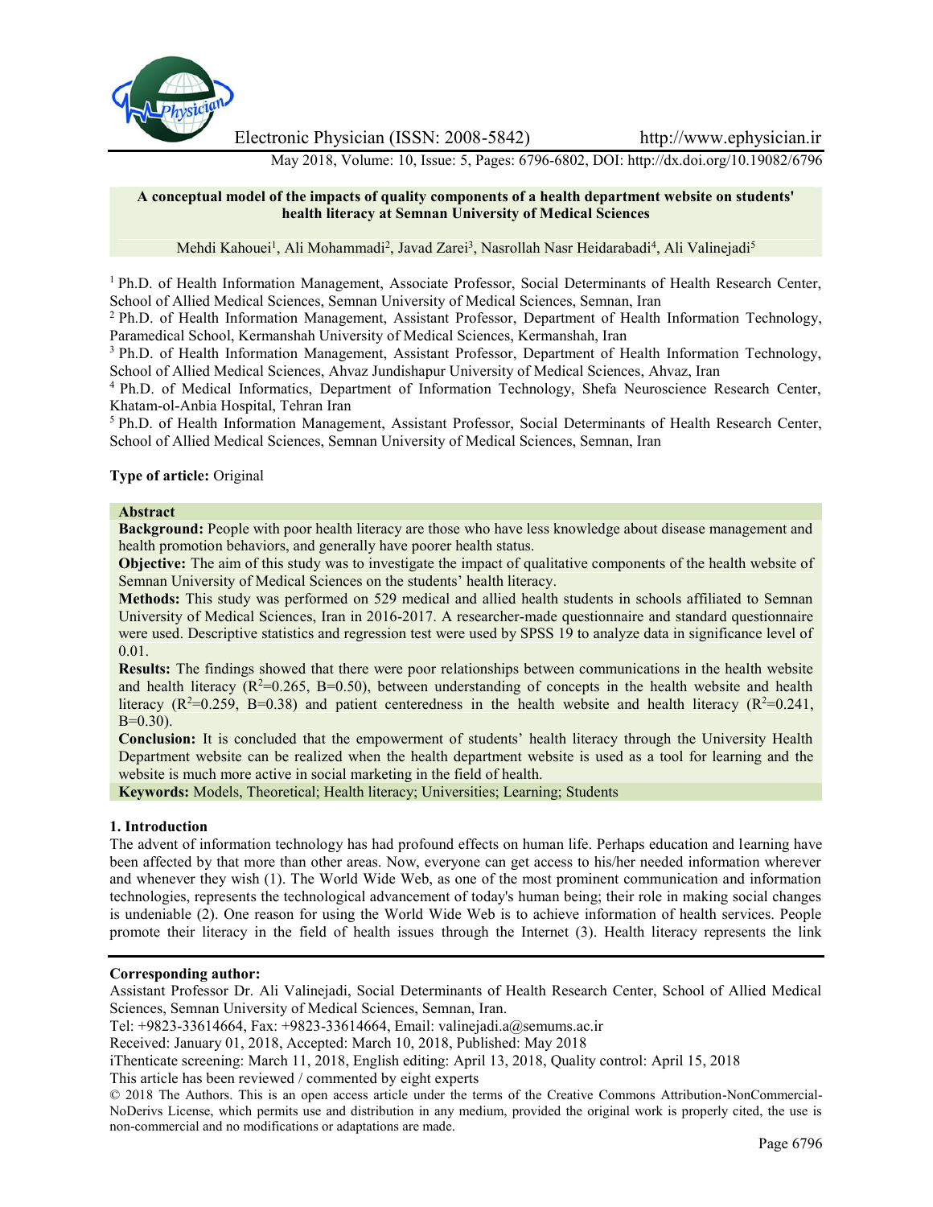# A conceptual model of the impacts of quality components of a health department website on students' health literacy at Semnan University of Medical Sciences

Mehdi Kahouei[1], Ali Mohammadi[2], Javad Zarei[3], Nasrollah Nasr Heidarabadi[4], Ali Valinejadi[5]

[1] Ph.D. of Health Information Management, Associate Professor, Social Determinants of Health Research Center, School of Allied Medical Sciences, Semnan University of Medical Sciences, Semnan, Iran

[2] Ph.D. of Health Information Management, Assistant Professor, Department of Health Information Technology, Paramedical School, Kermanshah University of Medical Sciences, Kermanshah, Iran

[3] Ph.D. of Health Information Management, Assistant Professor, Department of Health Information Technology, School of Allied Medical Sciences, Ahvaz Jundishapur University of Medical Sciences, Ahvaz, Iran

[4] Ph.D. of Medical Informatics, Department of Information Technology, Shefa Neuroscience Research Center, Khatam-ol-Anbia Hospital, Tehran Iran

[5] Ph.D. of Health Information Management, Assistant Professor, Social Determinants of Health Research Center, School of Allied Medical Sciences, Semnan University of Medical Sciences, Semnan, Iran

**Type of article:** Original

## Abstract

**Background:** People with poor health literacy are those who have less knowledge about disease management and health promotion behaviors, and generally have poorer health status.

**Objective:** The aim of this study was to investigate the impact of qualitative components of the health website of Semnan University of Medical Sciences on the students' health literacy.

**Methods:** This study was performed on 529 medical and allied health students in schools affiliated to Semnan University of Medical Sciences, Iran in 2016-2017. A researcher-made questionnaire and standard questionnaire were used. Descriptive statistics and regression test were used by SPSS 19 to analyze data in significance level of 0.01.

**Results:** The findings showed that there were poor relationships between communications in the health website and health literacy ($R^2$=0.265, B=0.50), between understanding of concepts in the health website and health literacy ($R^2$=0.259, B=0.38) and patient centeredness in the health website and health literacy ($R^2$=0.241, B=0.30).

**Conclusion:** It is concluded that the empowerment of students' health literacy through the University Health Department website can be realized when the health department website is used as a tool for learning and the website is much more active in social marketing in the field of health.

**Keywords:** Models, Theoretical; Health literacy; Universities; Learning; Students

## 1. Introduction

The advent of information technology has had profound effects on human life. Perhaps education and learning have been affected by that more than other areas. Now, everyone can get access to his/her needed information wherever and whenever they wish (1). The World Wide Web, as one of the most prominent communication and information technologies, represents the technological advancement of today's human being; their role in making social changes is undeniable (2). One reason for using the World Wide Web is to achieve information of health services. People promote their literacy in the field of health issues through the Internet (3). Health literacy represents the link

**Corresponding author:**

Assistant Professor Dr. Ali Valinejadi, Social Determinants of Health Research Center, School of Allied Medical Sciences, Semnan University of Medical Sciences, Semnan, Iran.

Tel: +9823-33614664, Fax: +9823-33614664, Email: valinejadi.a@semums.ac.ir

Received: January 01, 2018, Accepted: March 10, 2018, Published: May 2018

iThenticate screening: March 11, 2018, English editing: April 13, 2018, Quality control: April 15, 2018

This article has been reviewed / commented by eight experts

© 2018 The Authors. This is an open access article under the terms of the Creative Commons Attribution-NonCommercial-NoDerivs License, which permits use and distribution in any medium, provided the original work is properly cited, the use is non-commercial and no modifications or adaptations are made.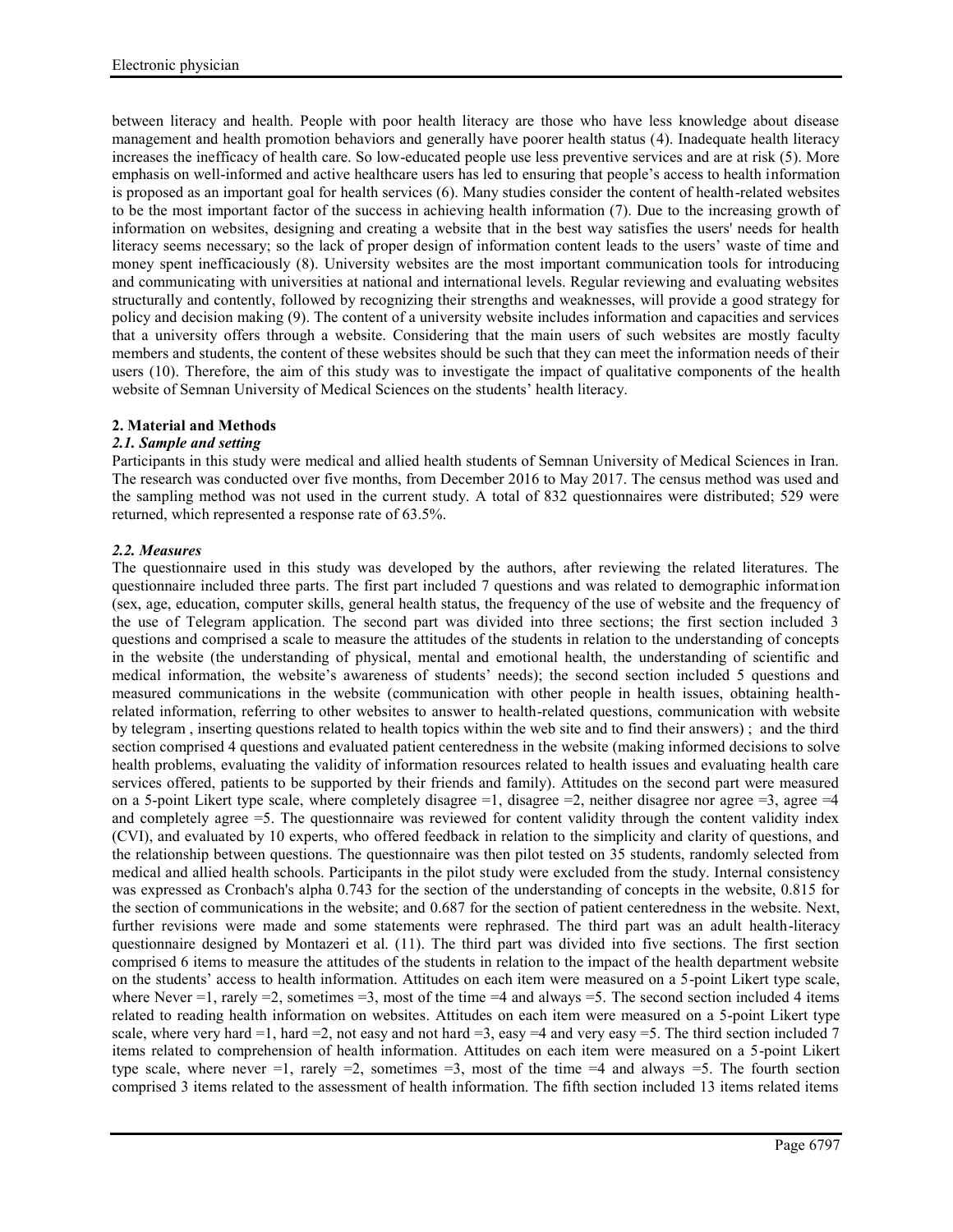between literacy and health. People with poor health literacy are those who have less knowledge about disease management and health promotion behaviors and generally have poorer health status (4). Inadequate health literacy increases the inefficacy of health care. So low-educated people use less preventive services and are at risk (5). More emphasis on well-informed and active healthcare users has led to ensuring that people's access to health information is proposed as an important goal for health services (6). Many studies consider the content of health-related websites to be the most important factor of the success in achieving health information (7). Due to the increasing growth of information on websites, designing and creating a website that in the best way satisfies the users' needs for health literacy seems necessary; so the lack of proper design of information content leads to the users' waste of time and money spent inefficaciously (8). University websites are the most important communication tools for introducing and communicating with universities at national and international levels. Regular reviewing and evaluating websites structurally and contently, followed by recognizing their strengths and weaknesses, will provide a good strategy for policy and decision making (9). The content of a university website includes information and capacities and services that a university offers through a website. Considering that the main users of such websites are mostly faculty members and students, the content of these websites should be such that they can meet the information needs of their users (10). Therefore, the aim of this study was to investigate the impact of qualitative components of the health website of Semnan University of Medical Sciences on the students' health literacy.

## 2. Material and Methods

### *2.1. Sample and setting*

Participants in this study were medical and allied health students of Semnan University of Medical Sciences in Iran. The research was conducted over five months, from December 2016 to May 2017. The census method was used and the sampling method was not used in the current study. A total of 832 questionnaires were distributed; 529 were returned, which represented a response rate of 63.5%.

### *2.2. Measures*

The questionnaire used in this study was developed by the authors, after reviewing the related literatures. The questionnaire included three parts. The first part included 7 questions and was related to demographic information (sex, age, education, computer skills, general health status, the frequency of the use of website and the frequency of the use of Telegram application. The second part was divided into three sections; the first section included 3 questions and comprised a scale to measure the attitudes of the students in relation to the understanding of concepts in the website (the understanding of physical, mental and emotional health, the understanding of scientific and medical information, the website's awareness of students' needs); the second section included 5 questions and measured communications in the website (communication with other people in health issues, obtaining health-related information, referring to other websites to answer to health-related questions, communication with website by telegram , inserting questions related to health topics within the web site and to find their answers) ; and the third section comprised 4 questions and evaluated patient centeredness in the website (making informed decisions to solve health problems, evaluating the validity of information resources related to health issues and evaluating health care services offered, patients to be supported by their friends and family). Attitudes on the second part were measured on a 5-point Likert type scale, where completely disagree =1, disagree =2, neither disagree nor agree =3, agree =4 and completely agree =5. The questionnaire was reviewed for content validity through the content validity index (CVI), and evaluated by 10 experts, who offered feedback in relation to the simplicity and clarity of questions, and the relationship between questions. The questionnaire was then pilot tested on 35 students, randomly selected from medical and allied health schools. Participants in the pilot study were excluded from the study. Internal consistency was expressed as Cronbach's alpha 0.743 for the section of the understanding of concepts in the website, 0.815 for the section of communications in the website; and 0.687 for the section of patient centeredness in the website. Next, further revisions were made and some statements were rephrased. The third part was an adult health-literacy questionnaire designed by Montazeri et al. (11). The third part was divided into five sections. The first section comprised 6 items to measure the attitudes of the students in relation to the impact of the health department website on the students' access to health information. Attitudes on each item were measured on a 5-point Likert type scale, where Never =1, rarely =2, sometimes =3, most of the time =4 and always =5. The second section included 4 items related to reading health information on websites. Attitudes on each item were measured on a 5-point Likert type scale, where very hard =1, hard =2, not easy and not hard =3, easy =4 and very easy =5. The third section included 7 items related to comprehension of health information. Attitudes on each item were measured on a 5-point Likert type scale, where never =1, rarely =2, sometimes =3, most of the time =4 and always =5. The fourth section comprised 3 items related to the assessment of health information. The fifth section included 13 items related items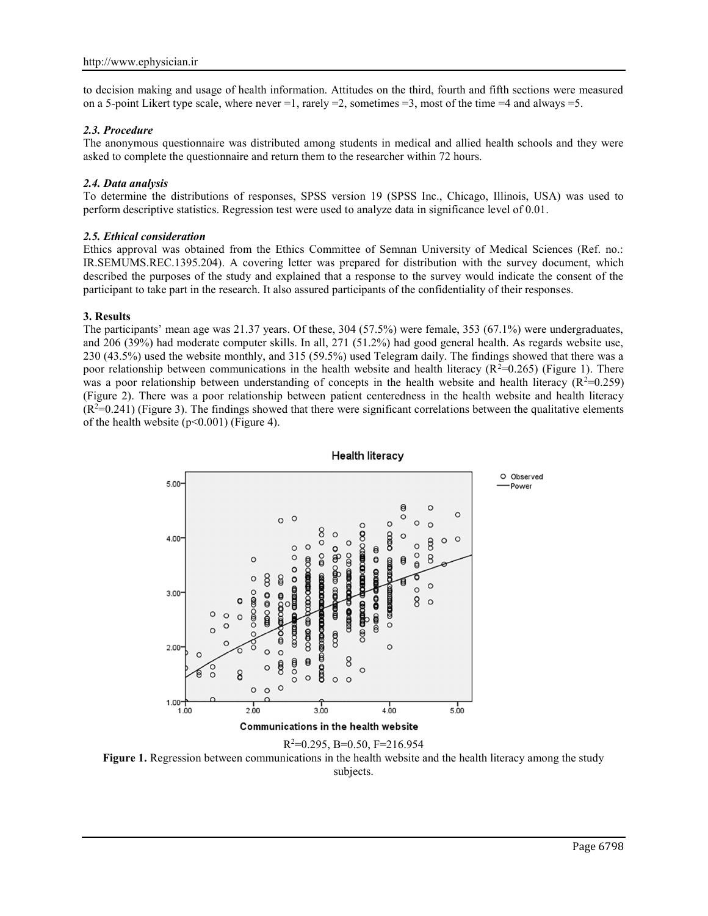to decision making and usage of health information. Attitudes on the third, fourth and fifth sections were measured on a 5-point Likert type scale, where never =1, rarely =2, sometimes =3, most of the time =4 and always =5.

### *2.3. Procedure*

The anonymous questionnaire was distributed among students in medical and allied health schools and they were asked to complete the questionnaire and return them to the researcher within 72 hours.

### *2.4. Data analysis*

To determine the distributions of responses, SPSS version 19 (SPSS Inc., Chicago, Illinois, USA) was used to perform descriptive statistics. Regression test were used to analyze data in significance level of 0.01.

### *2.5. Ethical consideration*

Ethics approval was obtained from the Ethics Committee of Semnan University of Medical Sciences (Ref. no.: IR.SEMUMS.REC.1395.204). A covering letter was prepared for distribution with the survey document, which described the purposes of the study and explained that a response to the survey would indicate the consent of the participant to take part in the research. It also assured participants of the confidentiality of their responses.

## 3. Results

The participants' mean age was 21.37 years. Of these, 304 (57.5%) were female, 353 (67.1%) were undergraduates, and 206 (39%) had moderate computer skills. In all, 271 (51.2%) had good general health. As regards website use, 230 (43.5%) used the website monthly, and 315 (59.5%) used Telegram daily. The findings showed that there was a poor relationship between communications in the health website and health literacy ($R^2$=0.265) (Figure 1). There was a poor relationship between understanding of concepts in the health website and health literacy ($R^2$=0.259) (Figure 2). There was a poor relationship between patient centeredness in the health website and health literacy ($R^2$=0.241) (Figure 3). The findings showed that there were significant correlations between the qualitative elements of the health website ($p<0.001$) (Figure 4).

$R^2$=0.295, B=0.50, F=216.954

**Figure 1.** Regression between communications in the health website and the health literacy among the study subjects.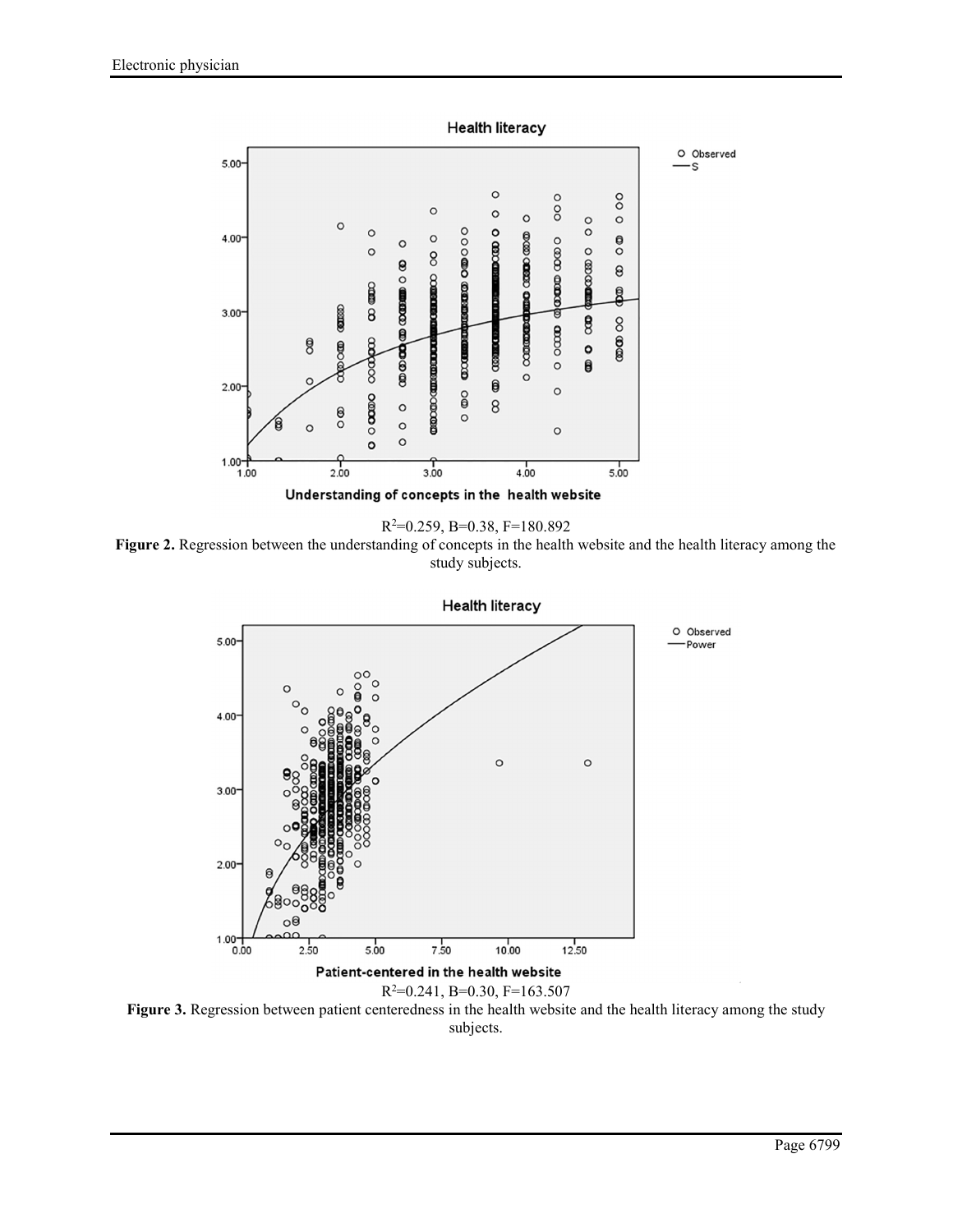$R^2$=0.259, B=0.38, F=180.892

**Figure 2.** Regression between the understanding of concepts in the health website and the health literacy among the study subjects.

$R^2$=0.241, B=0.30, F=163.507

**Figure 3.** Regression between patient centeredness in the health website and the health literacy among the study subjects.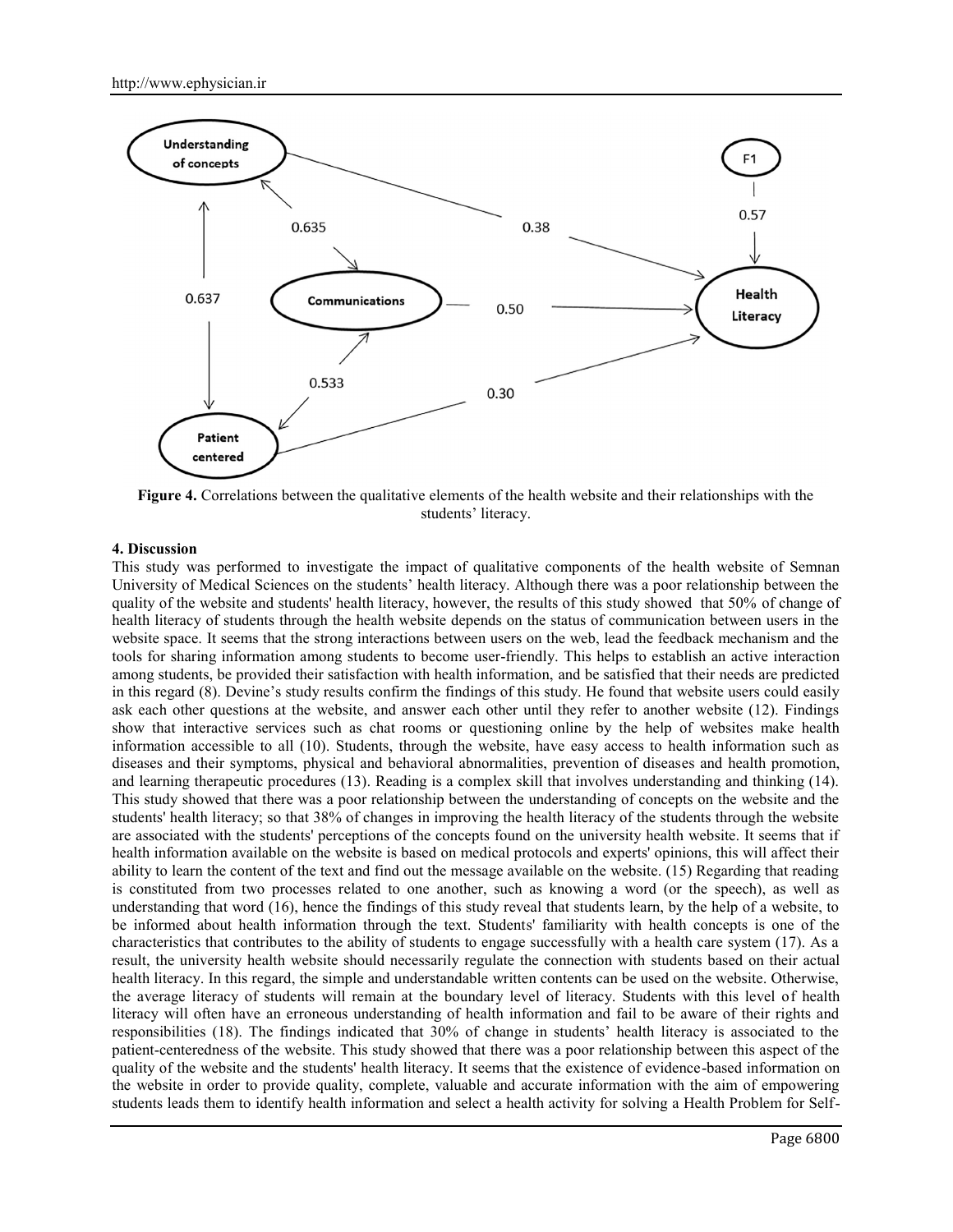**Figure 4.** Correlations between the qualitative elements of the health website and their relationships with the students' literacy.

#### 4. Discussion

This study was performed to investigate the impact of qualitative components of the health website of Semnan University of Medical Sciences on the students' health literacy. Although there was a poor relationship between the quality of the website and students' health literacy, however, the results of this study showed that 50% of change of health literacy of students through the health website depends on the status of communication between users in the website space. It seems that the strong interactions between users on the web, lead the feedback mechanism and the tools for sharing information among students to become user-friendly. This helps to establish an active interaction among students, be provided their satisfaction with health information, and be satisfied that their needs are predicted in this regard (8). Devine's study results confirm the findings of this study. He found that website users could easily ask each other questions at the website, and answer each other until they refer to another website (12). Findings show that interactive services such as chat rooms or questioning online by the help of websites make health information accessible to all (10). Students, through the website, have easy access to health information such as diseases and their symptoms, physical and behavioral abnormalities, prevention of diseases and health promotion, and learning therapeutic procedures (13). Reading is a complex skill that involves understanding and thinking (14). This study showed that there was a poor relationship between the understanding of concepts on the website and the students' health literacy; so that 38% of changes in improving the health literacy of the students through the website are associated with the students' perceptions of the concepts found on the university health website. It seems that if health information available on the website is based on medical protocols and experts' opinions, this will affect their ability to learn the content of the text and find out the message available on the website. (15) Regarding that reading is constituted from two processes related to one another, such as knowing a word (or the speech), as well as understanding that word (16), hence the findings of this study reveal that students learn, by the help of a website, to be informed about health information through the text. Students' familiarity with health concepts is one of the characteristics that contributes to the ability of students to engage successfully with a health care system (17). As a result, the university health website should necessarily regulate the connection with students based on their actual health literacy. In this regard, the simple and understandable written contents can be used on the website. Otherwise, the average literacy of students will remain at the boundary level of literacy. Students with this level of health literacy will often have an erroneous understanding of health information and fail to be aware of their rights and responsibilities (18). The findings indicated that 30% of change in students' health literacy is associated to the patient-centeredness of the website. This study showed that there was a poor relationship between this aspect of the quality of the website and the students' health literacy. It seems that the existence of evidence-based information on the website in order to provide quality, complete, valuable and accurate information with the aim of empowering students leads them to identify health information and select a health activity for solving a Health Problem for Self-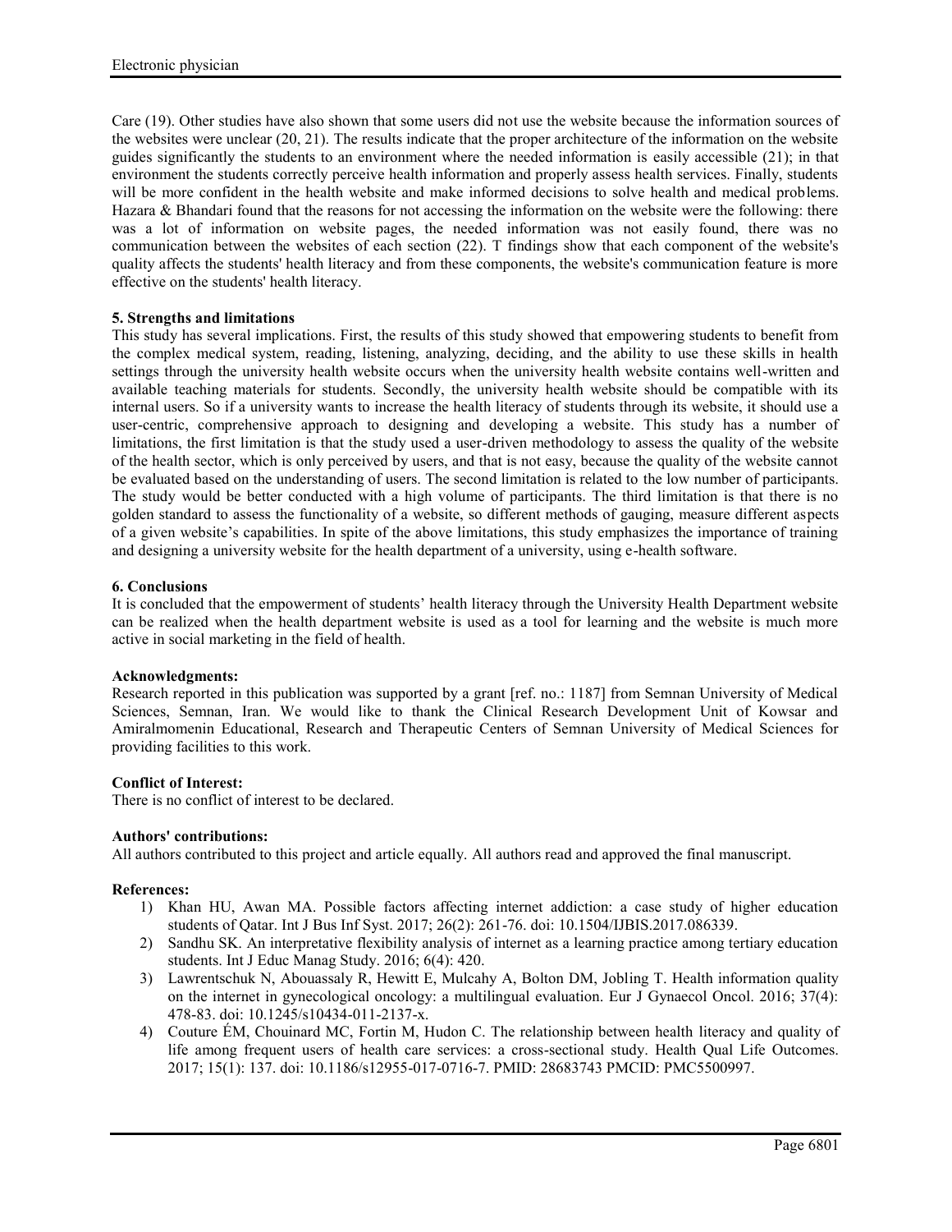Care (19). Other studies have also shown that some users did not use the website because the information sources of the websites were unclear (20, 21). The results indicate that the proper architecture of the information on the website guides significantly the students to an environment where the needed information is easily accessible (21); in that environment the students correctly perceive health information and properly assess health services. Finally, students will be more confident in the health website and make informed decisions to solve health and medical problems. Hazara & Bhandari found that the reasons for not accessing the information on the website were the following: there was a lot of information on website pages, the needed information was not easily found, there was no communication between the websites of each section (22). T findings show that each component of the website's quality affects the students' health literacy and from these components, the website's communication feature is more effective on the students' health literacy.

**5. Strengths and limitations**

This study has several implications. First, the results of this study showed that empowering students to benefit from the complex medical system, reading, listening, analyzing, deciding, and the ability to use these skills in health settings through the university health website occurs when the university health website contains well-written and available teaching materials for students. Secondly, the university health website should be compatible with its internal users. So if a university wants to increase the health literacy of students through its website, it should use a user-centric, comprehensive approach to designing and developing a website. This study has a number of limitations, the first limitation is that the study used a user-driven methodology to assess the quality of the website of the health sector, which is only perceived by users, and that is not easy, because the quality of the website cannot be evaluated based on the understanding of users. The second limitation is related to the low number of participants. The study would be better conducted with a high volume of participants. The third limitation is that there is no golden standard to assess the functionality of a website, so different methods of gauging, measure different aspects of a given website's capabilities. In spite of the above limitations, this study emphasizes the importance of training and designing a university website for the health department of a university, using e-health software.

**6. Conclusions**

It is concluded that the empowerment of students' health literacy through the University Health Department website can be realized when the health department website is used as a tool for learning and the website is much more active in social marketing in the field of health.

**Acknowledgments:**

Research reported in this publication was supported by a grant [ref. no.: 1187] from Semnan University of Medical Sciences, Semnan, Iran. We would like to thank the Clinical Research Development Unit of Kowsar and Amiralmomenin Educational, Research and Therapeutic Centers of Semnan University of Medical Sciences for providing facilities to this work.

**Conflict of Interest:**

There is no conflict of interest to be declared.

**Authors' contributions:**

All authors contributed to this project and article equally. All authors read and approved the final manuscript.

**References:**

1) Khan HU, Awan MA. Possible factors affecting internet addiction: a case study of higher education students of Qatar. Int J Bus Inf Syst. 2017; 26(2): 261-76. doi: 10.1504/IJBIS.2017.086339.
2) Sandhu SK. An interpretative flexibility analysis of internet as a learning practice among tertiary education students. Int J Educ Manag Study. 2016; 6(4): 420.
3) Lawrentschuk N, Abouassaly R, Hewitt E, Mulcahy A, Bolton DM, Jobling T. Health information quality on the internet in gynecological oncology: a multilingual evaluation. Eur J Gynaecol Oncol. 2016; 37(4): 478-83. doi: 10.1245/s10434-011-2137-x.
4) Couture ÉM, Chouinard MC, Fortin M, Hudon C. The relationship between health literacy and quality of life among frequent users of health care services: a cross-sectional study. Health Qual Life Outcomes. 2017; 15(1): 137. doi: 10.1186/s12955-017-0716-7. PMID: 28683743 PMCID: PMC5500997.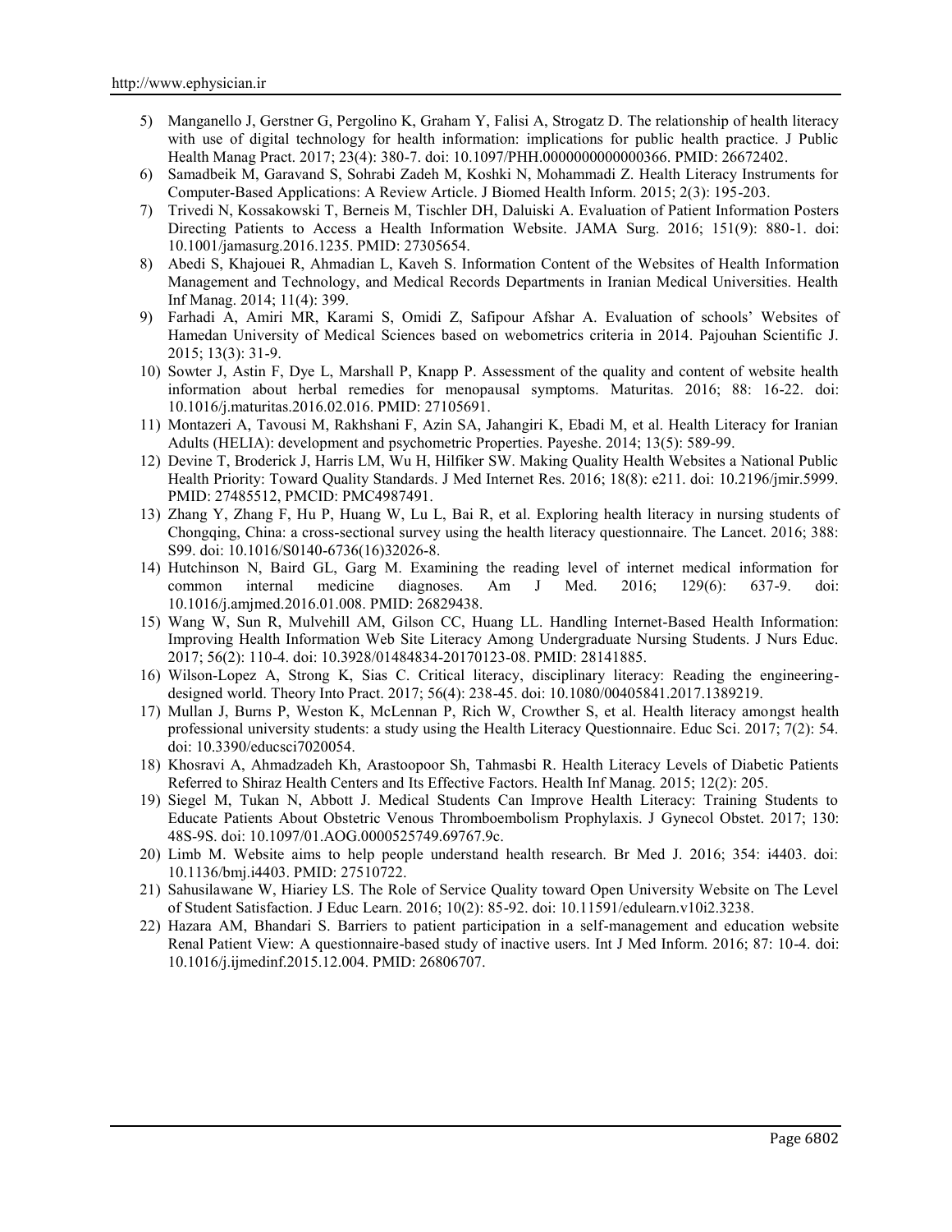5) Manganello J, Gerstner G, Pergolino K, Graham Y, Falisi A, Strogatz D. The relationship of health literacy with use of digital technology for health information: implications for public health practice. J Public Health Manag Pract. 2017; 23(4): 380-7. doi: 10.1097/PHH.0000000000000366. PMID: 26672402.
6) Samadbeik M, Garavand S, Sohrabi Zadeh M, Koshki N, Mohammadi Z. Health Literacy Instruments for Computer-Based Applications: A Review Article. J Biomed Health Inform. 2015; 2(3): 195-203.
7) Trivedi N, Kossakowski T, Berneis M, Tischler DH, Daluiski A. Evaluation of Patient Information Posters Directing Patients to Access a Health Information Website. JAMA Surg. 2016; 151(9): 880-1. doi: 10.1001/jamasurg.2016.1235. PMID: 27305654.
8) Abedi S, Khajouei R, Ahmadian L, Kaveh S. Information Content of the Websites of Health Information Management and Technology, and Medical Records Departments in Iranian Medical Universities. Health Inf Manag. 2014; 11(4): 399.
9) Farhadi A, Amiri MR, Karami S, Omidi Z, Safipour Afshar A. Evaluation of schools' Websites of Hamedan University of Medical Sciences based on webometrics criteria in 2014. Pajouhan Scientific J. 2015; 13(3): 31-9.
10) Sowter J, Astin F, Dye L, Marshall P, Knapp P. Assessment of the quality and content of website health information about herbal remedies for menopausal symptoms. Maturitas. 2016; 88: 16-22. doi: 10.1016/j.maturitas.2016.02.016. PMID: 27105691.
11) Montazeri A, Tavousi M, Rakhshani F, Azin SA, Jahangiri K, Ebadi M, et al. Health Literacy for Iranian Adults (HELIA): development and psychometric Properties. Payeshe. 2014; 13(5): 589-99.
12) Devine T, Broderick J, Harris LM, Wu H, Hilfiker SW. Making Quality Health Websites a National Public Health Priority: Toward Quality Standards. J Med Internet Res. 2016; 18(8): e211. doi: 10.2196/jmir.5999. PMID: 27485512, PMCID: PMC4987491.
13) Zhang Y, Zhang F, Hu P, Huang W, Lu L, Bai R, et al. Exploring health literacy in nursing students of Chongqing, China: a cross-sectional survey using the health literacy questionnaire. The Lancet. 2016; 388: S99. doi: 10.1016/S0140-6736(16)32026-8.
14) Hutchinson N, Baird GL, Garg M. Examining the reading level of internet medical information for common internal medicine diagnoses. Am J Med. 2016; 129(6): 637-9. doi: 10.1016/j.amjmed.2016.01.008. PMID: 26829438.
15) Wang W, Sun R, Mulvehill AM, Gilson CC, Huang LL. Handling Internet-Based Health Information: Improving Health Information Web Site Literacy Among Undergraduate Nursing Students. J Nurs Educ. 2017; 56(2): 110-4. doi: 10.3928/01484834-20170123-08. PMID: 28141885.
16) Wilson-Lopez A, Strong K, Sias C. Critical literacy, disciplinary literacy: Reading the engineering-designed world. Theory Into Pract. 2017; 56(4): 238-45. doi: 10.1080/00405841.2017.1389219.
17) Mullan J, Burns P, Weston K, McLennan P, Rich W, Crowther S, et al. Health literacy amongst health professional university students: a study using the Health Literacy Questionnaire. Educ Sci. 2017; 7(2): 54. doi: 10.3390/educsci7020054.
18) Khosravi A, Ahmadzadeh Kh, Arastoopoor Sh, Tahmasbi R. Health Literacy Levels of Diabetic Patients Referred to Shiraz Health Centers and Its Effective Factors. Health Inf Manag. 2015; 12(2): 205.
19) Siegel M, Tukan N, Abbott J. Medical Students Can Improve Health Literacy: Training Students to Educate Patients About Obstetric Venous Thromboembolism Prophylaxis. J Gynecol Obstet. 2017; 130: 48S-9S. doi: 10.1097/01.AOG.0000525749.69767.9c.
20) Limb M. Website aims to help people understand health research. Br Med J. 2016; 354: i4403. doi: 10.1136/bmj.i4403. PMID: 27510722.
21) Sahusilawane W, Hiariey LS. The Role of Service Quality toward Open University Website on The Level of Student Satisfaction. J Educ Learn. 2016; 10(2): 85-92. doi: 10.11591/edulearn.v10i2.3238.
22) Hazara AM, Bhandari S. Barriers to patient participation in a self-management and education website Renal Patient View: A questionnaire-based study of inactive users. Int J Med Inform. 2016; 87: 10-4. doi: 10.1016/j.ijmedinf.2015.12.004. PMID: 26806707.